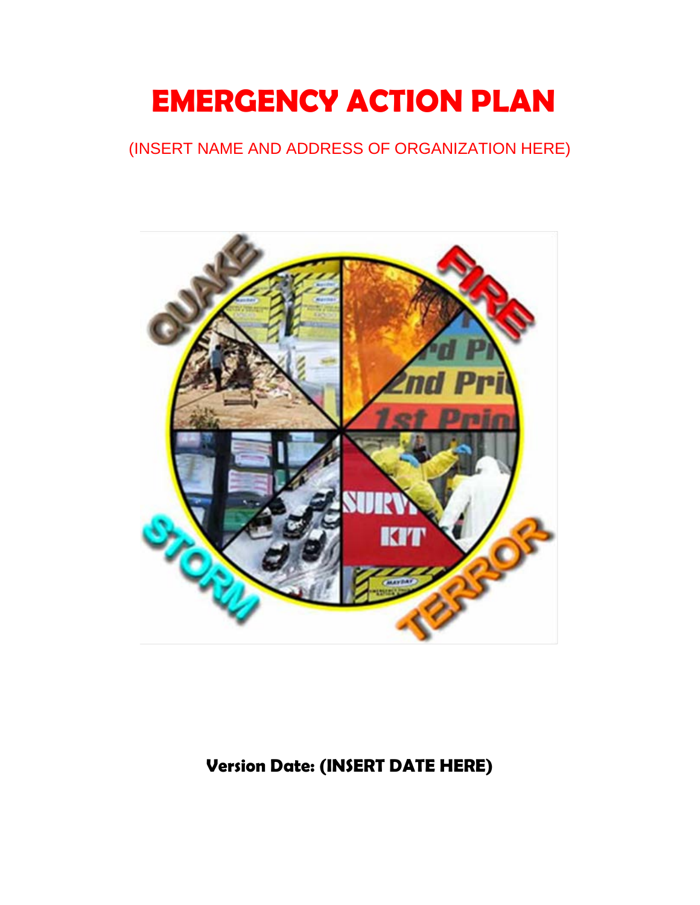# EMERGENCY ACTION PLAN

(INSERT NAME AND ADDRESS OF ORGANIZATION HERE)

**Version Date: (INSERT DATE HERE)**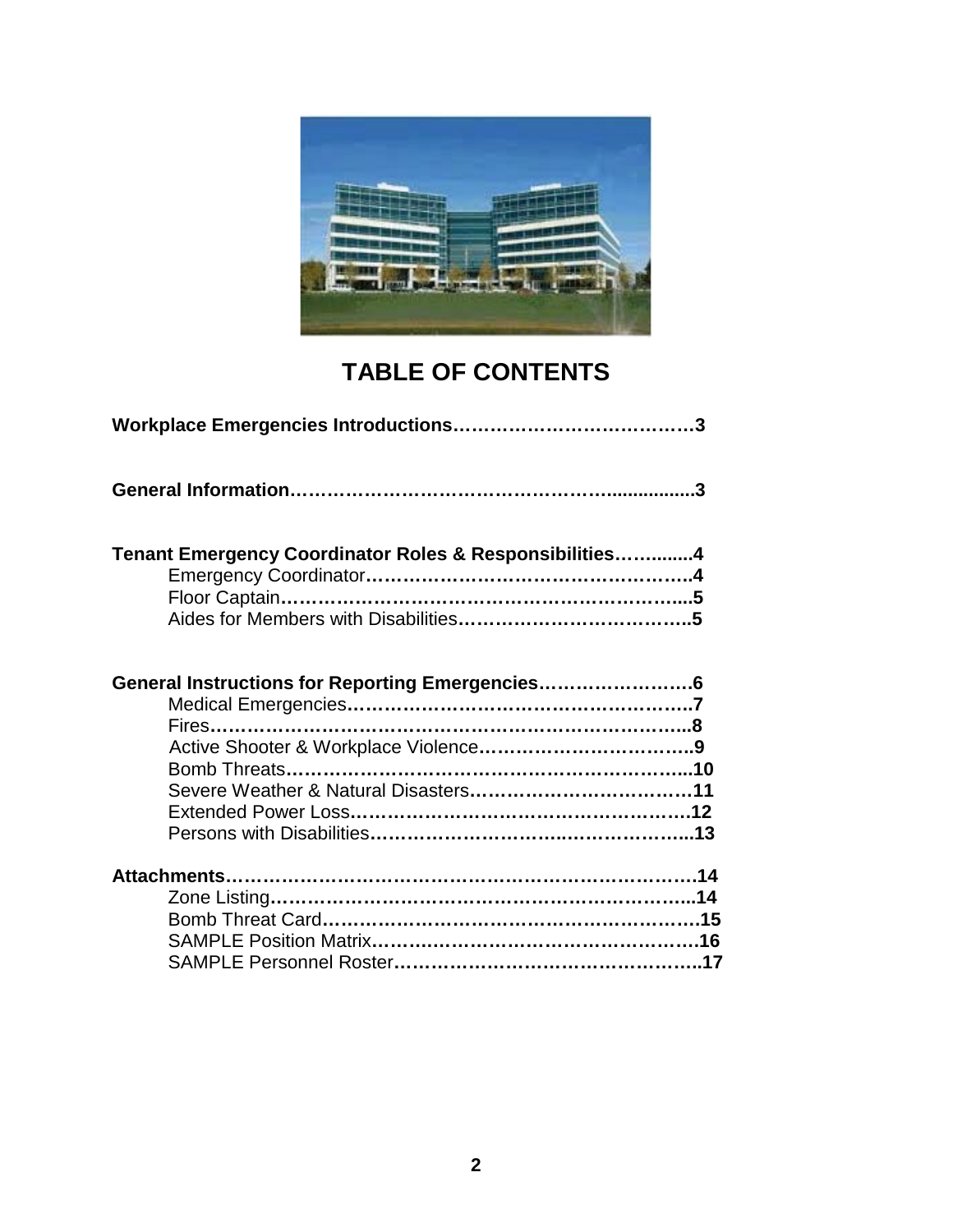# TABLE OF CONTENTS

**Workplace Emergencies Introductions……………………………………3**

**General Information……………………………………………................3**

**Tenant Emergency Coordinator Roles & Responsibilities…….......4**
- Emergency Coordinator……………………………………………..4
- Floor Captain……………………………………………………....5
- Aides for Members with Disabilities………………………………..5

**General Instructions for Reporting Emergencies……………………6**
- Medical Emergencies………………………………………………..7
- Fires…………………………………………………………………..8
- Active Shooter & Workplace Violence……………………………..9
- Bomb Threats……………………………………………………...10
- Severe Weather & Natural Disasters……………………………11
- Extended Power Loss………………………………………………12
- Persons with Disabilities…………………………………………...13

**Attachments……………………………………………………………14**
- Zone Listing…………………………………………………………..14
- Bomb Threat Card…………………………………………………15
- SAMPLE Position Matrix………………………………………………16
- SAMPLE Personnel Roster……………………………………………..17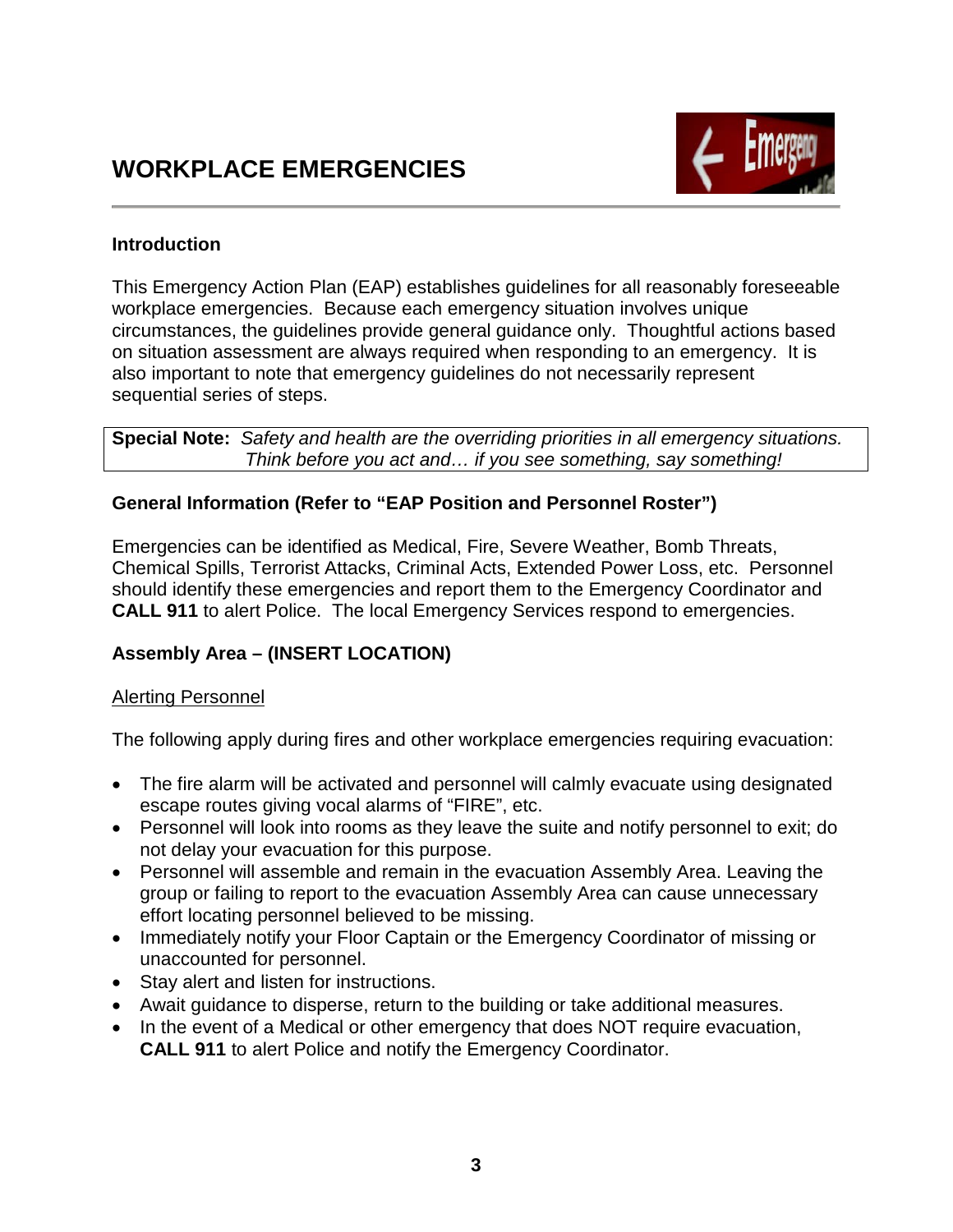# WORKPLACE EMERGENCIES

### Introduction

This Emergency Action Plan (EAP) establishes guidelines for all reasonably foreseeable workplace emergencies. Because each emergency situation involves unique circumstances, the guidelines provide general guidance only. Thoughtful actions based on situation assessment are always required when responding to an emergency. It is also important to note that emergency guidelines do not necessarily represent sequential series of steps.

**Special Note:** *Safety and health are the overriding priorities in all emergency situations. Think before you act and… if you see something, say something!*

### General Information (Refer to "EAP Position and Personnel Roster")

Emergencies can be identified as Medical, Fire, Severe Weather, Bomb Threats, Chemical Spills, Terrorist Attacks, Criminal Acts, Extended Power Loss, etc. Personnel should identify these emergencies and report them to the Emergency Coordinator and **CALL 911** to alert Police. The local Emergency Services respond to emergencies.

### Assembly Area – (INSERT LOCATION)

<u>Alerting Personnel</u>

The following apply during fires and other workplace emergencies requiring evacuation:

- The fire alarm will be activated and personnel will calmly evacuate using designated escape routes giving vocal alarms of "FIRE", etc.
- Personnel will look into rooms as they leave the suite and notify personnel to exit; do not delay your evacuation for this purpose.
- Personnel will assemble and remain in the evacuation Assembly Area. Leaving the group or failing to report to the evacuation Assembly Area can cause unnecessary effort locating personnel believed to be missing.
- Immediately notify your Floor Captain or the Emergency Coordinator of missing or unaccounted for personnel.
- Stay alert and listen for instructions.
- Await guidance to disperse, return to the building or take additional measures.
- In the event of a Medical or other emergency that does NOT require evacuation, **CALL 911** to alert Police and notify the Emergency Coordinator.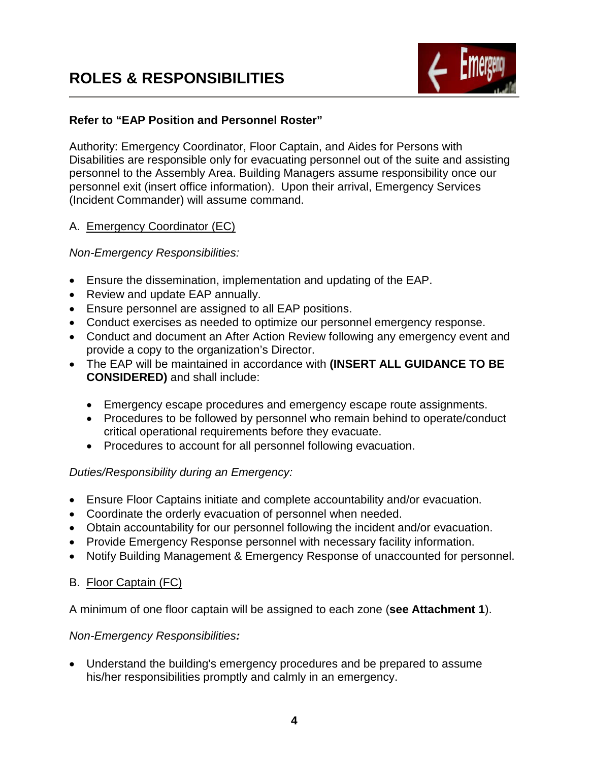# ROLES & RESPONSIBILITIES

**Refer to "EAP Position and Personnel Roster"**

Authority: Emergency Coordinator, Floor Captain, and Aides for Persons with Disabilities are responsible only for evacuating personnel out of the suite and assisting personnel to the Assembly Area. Building Managers assume responsibility once our personnel exit (insert office information). Upon their arrival, Emergency Services (Incident Commander) will assume command.

A. <u>Emergency Coordinator (EC)</u>

*Non-Emergency Responsibilities:*

- Ensure the dissemination, implementation and updating of the EAP.
- Review and update EAP annually.
- Ensure personnel are assigned to all EAP positions.
- Conduct exercises as needed to optimize our personnel emergency response.
- Conduct and document an After Action Review following any emergency event and provide a copy to the organization's Director.
- The EAP will be maintained in accordance with **(INSERT ALL GUIDANCE TO BE CONSIDERED)** and shall include:
  - Emergency escape procedures and emergency escape route assignments.
  - Procedures to be followed by personnel who remain behind to operate/conduct critical operational requirements before they evacuate.
  - Procedures to account for all personnel following evacuation.

*Duties/Responsibility during an Emergency:*

- Ensure Floor Captains initiate and complete accountability and/or evacuation.
- Coordinate the orderly evacuation of personnel when needed.
- Obtain accountability for our personnel following the incident and/or evacuation.
- Provide Emergency Response personnel with necessary facility information.
- Notify Building Management & Emergency Response of unaccounted for personnel.

B. <u>Floor Captain (FC)</u>

A minimum of one floor captain will be assigned to each zone (**see Attachment 1**).

*Non-Emergency Responsibilities:*

- Understand the building's emergency procedures and be prepared to assume his/her responsibilities promptly and calmly in an emergency.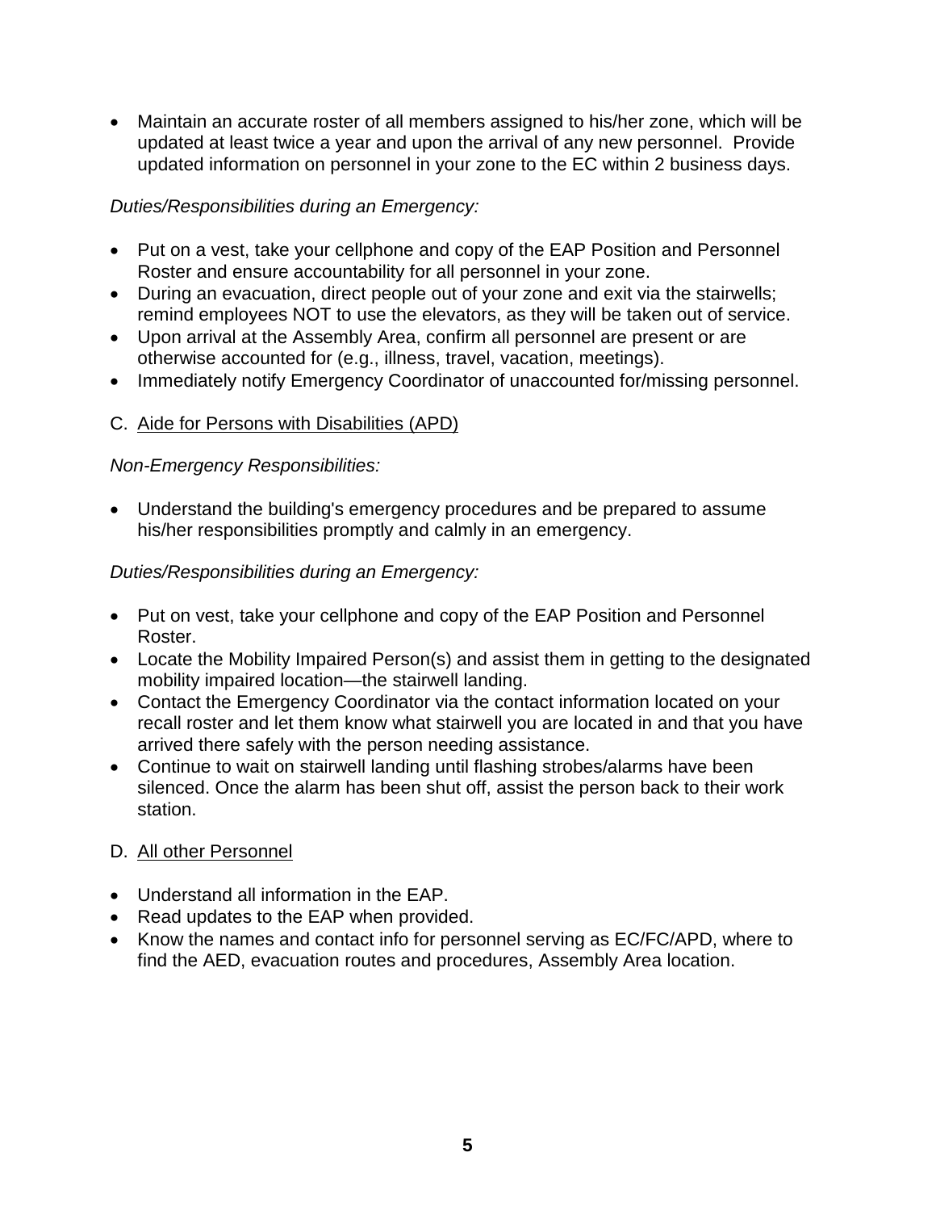- Maintain an accurate roster of all members assigned to his/her zone, which will be updated at least twice a year and upon the arrival of any new personnel. Provide updated information on personnel in your zone to the EC within 2 business days.

*Duties/Responsibilities during an Emergency:*

- Put on a vest, take your cellphone and copy of the EAP Position and Personnel Roster and ensure accountability for all personnel in your zone.
- During an evacuation, direct people out of your zone and exit via the stairwells; remind employees NOT to use the elevators, as they will be taken out of service.
- Upon arrival at the Assembly Area, confirm all personnel are present or are otherwise accounted for (e.g., illness, travel, vacation, meetings).
- Immediately notify Emergency Coordinator of unaccounted for/missing personnel.

C. <u>Aide for Persons with Disabilities (APD)</u>

*Non-Emergency Responsibilities:*

- Understand the building's emergency procedures and be prepared to assume his/her responsibilities promptly and calmly in an emergency.

*Duties/Responsibilities during an Emergency:*

- Put on vest, take your cellphone and copy of the EAP Position and Personnel Roster.
- Locate the Mobility Impaired Person(s) and assist them in getting to the designated mobility impaired location—the stairwell landing.
- Contact the Emergency Coordinator via the contact information located on your recall roster and let them know what stairwell you are located in and that you have arrived there safely with the person needing assistance.
- Continue to wait on stairwell landing until flashing strobes/alarms have been silenced. Once the alarm has been shut off, assist the person back to their work station.

D. <u>All other Personnel</u>

- Understand all information in the EAP.
- Read updates to the EAP when provided.
- Know the names and contact info for personnel serving as EC/FC/APD, where to find the AED, evacuation routes and procedures, Assembly Area location.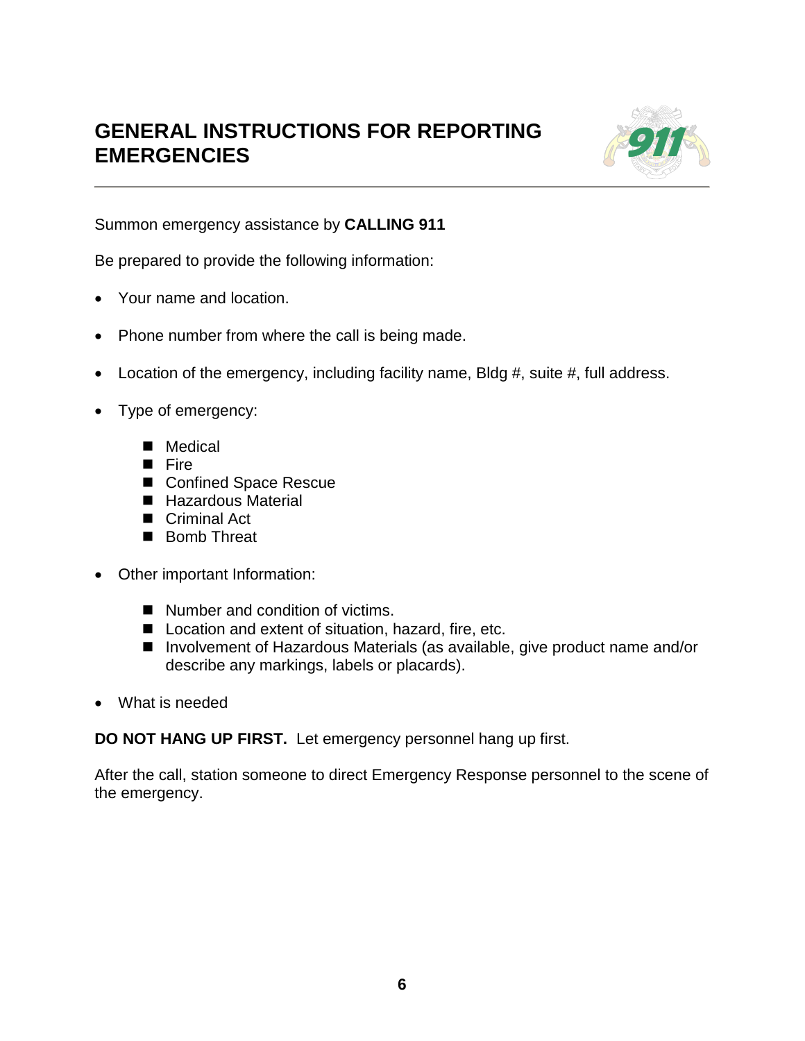# GENERAL INSTRUCTIONS FOR REPORTING EMERGENCIES

Summon emergency assistance by **CALLING 911**

Be prepared to provide the following information:

- Your name and location.
- Phone number from where the call is being made.
- Location of the emergency, including facility name, Bldg #, suite #, full address.
- Type of emergency:
  - Medical
  - Fire
  - Confined Space Rescue
  - Hazardous Material
  - Criminal Act
  - Bomb Threat
- Other important Information:
  - Number and condition of victims.
  - Location and extent of situation, hazard, fire, etc.
  - Involvement of Hazardous Materials (as available, give product name and/or describe any markings, labels or placards).
- What is needed

**DO NOT HANG UP FIRST.** Let emergency personnel hang up first.

After the call, station someone to direct Emergency Response personnel to the scene of the emergency.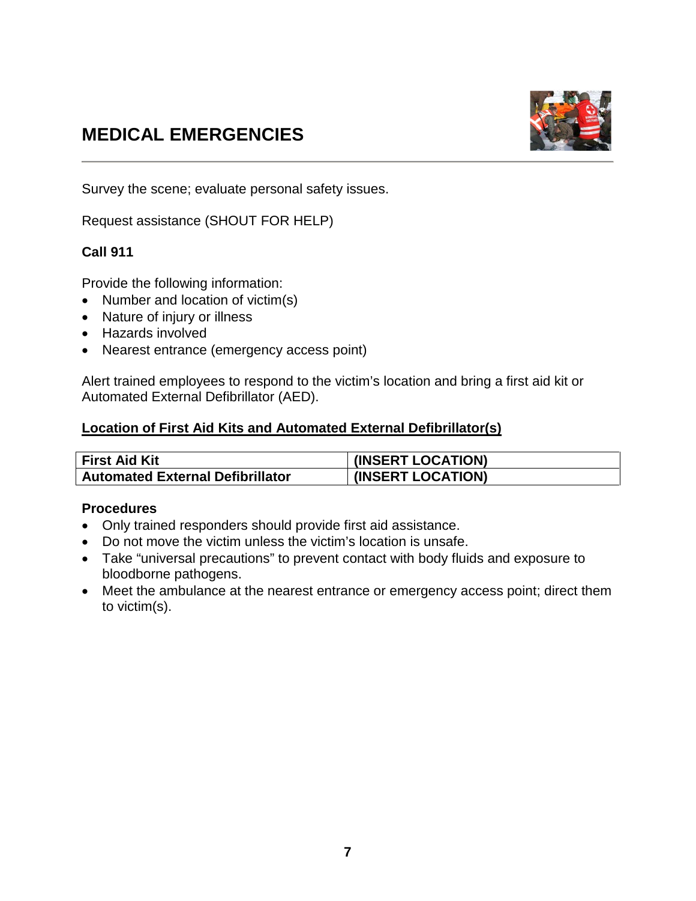# MEDICAL EMERGENCIES

Survey the scene; evaluate personal safety issues.

Request assistance (SHOUT FOR HELP)

**Call 911**

Provide the following information:

- Number and location of victim(s)
- Nature of injury or illness
- Hazards involved
- Nearest entrance (emergency access point)

Alert trained employees to respond to the victim's location and bring a first aid kit or Automated External Defibrillator (AED).

**<u>Location of First Aid Kits and Automated External Defibrillator(s)</u>**

| **First Aid Kit** | **(INSERT LOCATION)** |
|---|---|
| **Automated External Defibrillator** | **(INSERT LOCATION)** |

**Procedures**

- Only trained responders should provide first aid assistance.
- Do not move the victim unless the victim's location is unsafe.
- Take "universal precautions" to prevent contact with body fluids and exposure to bloodborne pathogens.
- Meet the ambulance at the nearest entrance or emergency access point; direct them to victim(s).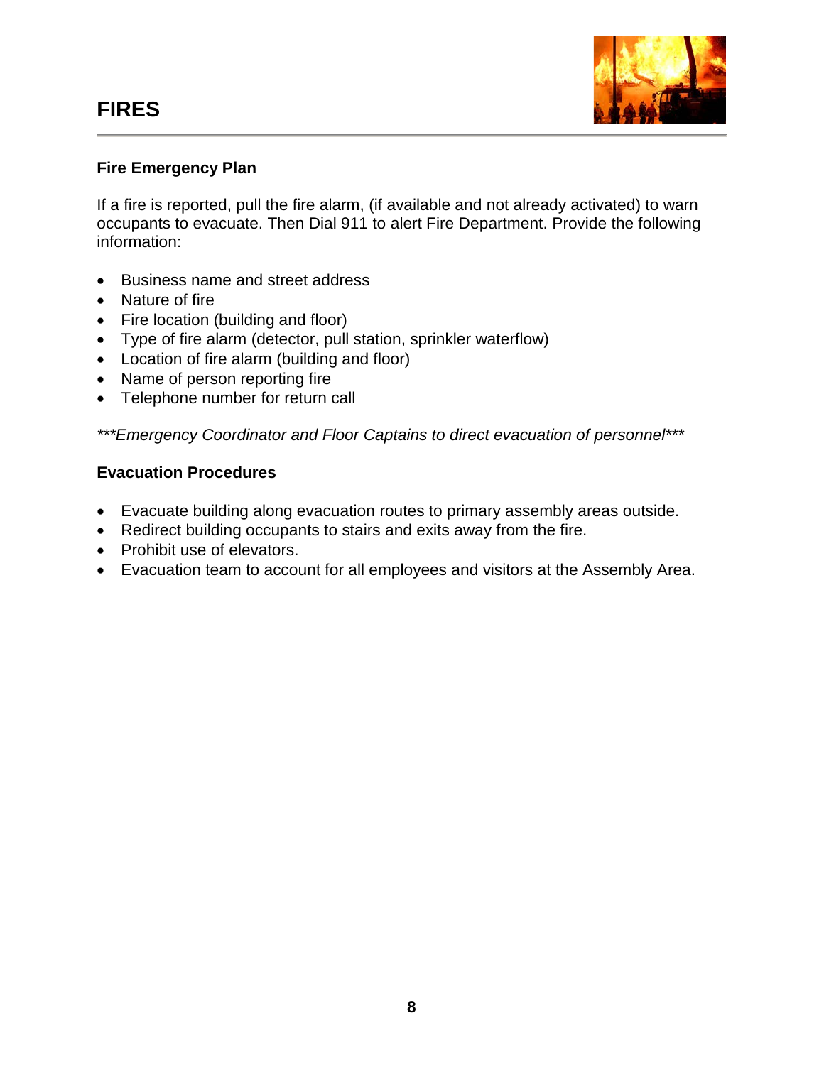# FIRES

## Fire Emergency Plan

If a fire is reported, pull the fire alarm, (if available and not already activated) to warn occupants to evacuate. Then Dial 911 to alert Fire Department. Provide the following information:

- Business name and street address
- Nature of fire
- Fire location (building and floor)
- Type of fire alarm (detector, pull station, sprinkler waterflow)
- Location of fire alarm (building and floor)
- Name of person reporting fire
- Telephone number for return call

*\*\*\*Emergency Coordinator and Floor Captains to direct evacuation of personnel\*\*\**

## Evacuation Procedures

- Evacuate building along evacuation routes to primary assembly areas outside.
- Redirect building occupants to stairs and exits away from the fire.
- Prohibit use of elevators.
- Evacuation team to account for all employees and visitors at the Assembly Area.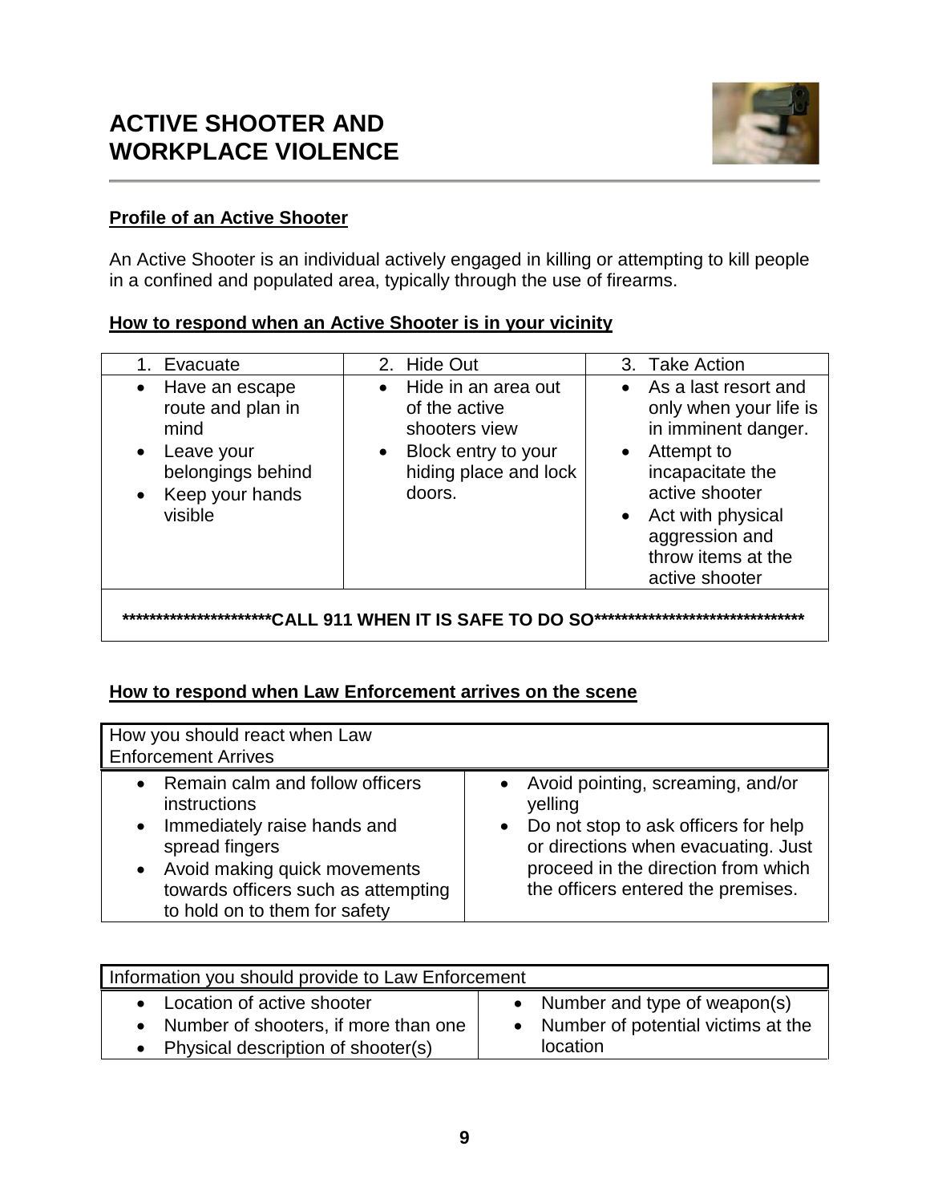# ACTIVE SHOOTER AND WORKPLACE VIOLENCE

**Profile of an Active Shooter**

An Active Shooter is an individual actively engaged in killing or attempting to kill people in a confined and populated area, typically through the use of firearms.

**How to respond when an Active Shooter is in your vicinity**

| 1. Evacuate | 2. Hide Out | 3. Take Action |
|---|---|---|
| • Have an escape route and plan in mind<br>• Leave your belongings behind<br>• Keep your hands visible | • Hide in an area out of the active shooters view<br>• Block entry to your hiding place and lock doors. | • As a last resort and only when your life is in imminent danger.<br>• Attempt to incapacitate the active shooter<br>• Act with physical aggression and throw items at the active shooter |
| **\*\*\*\*\*\*\*\*\*\*\*\*\*\*\*\*\*\*\*\*\*\*CALL 911 WHEN IT IS SAFE TO DO SO\*\*\*\*\*\*\*\*\*\*\*\*\*\*\*\*\*\*\*\*\*\*\*\*\*\*\*\*\*\*\*\*** | | |

**How to respond when Law Enforcement arrives on the scene**

| How you should react when Law Enforcement Arrives | |
|---|---|
| • Remain calm and follow officers instructions<br>• Immediately raise hands and spread fingers<br>• Avoid making quick movements towards officers such as attempting to hold on to them for safety | • Avoid pointing, screaming, and/or yelling<br>• Do not stop to ask officers for help or directions when evacuating. Just proceed in the direction from which the officers entered the premises. |

| Information you should provide to Law Enforcement | |
|---|---|
| • Location of active shooter<br>• Number of shooters, if more than one<br>• Physical description of shooter(s) | • Number and type of weapon(s)<br>• Number of potential victims at the location |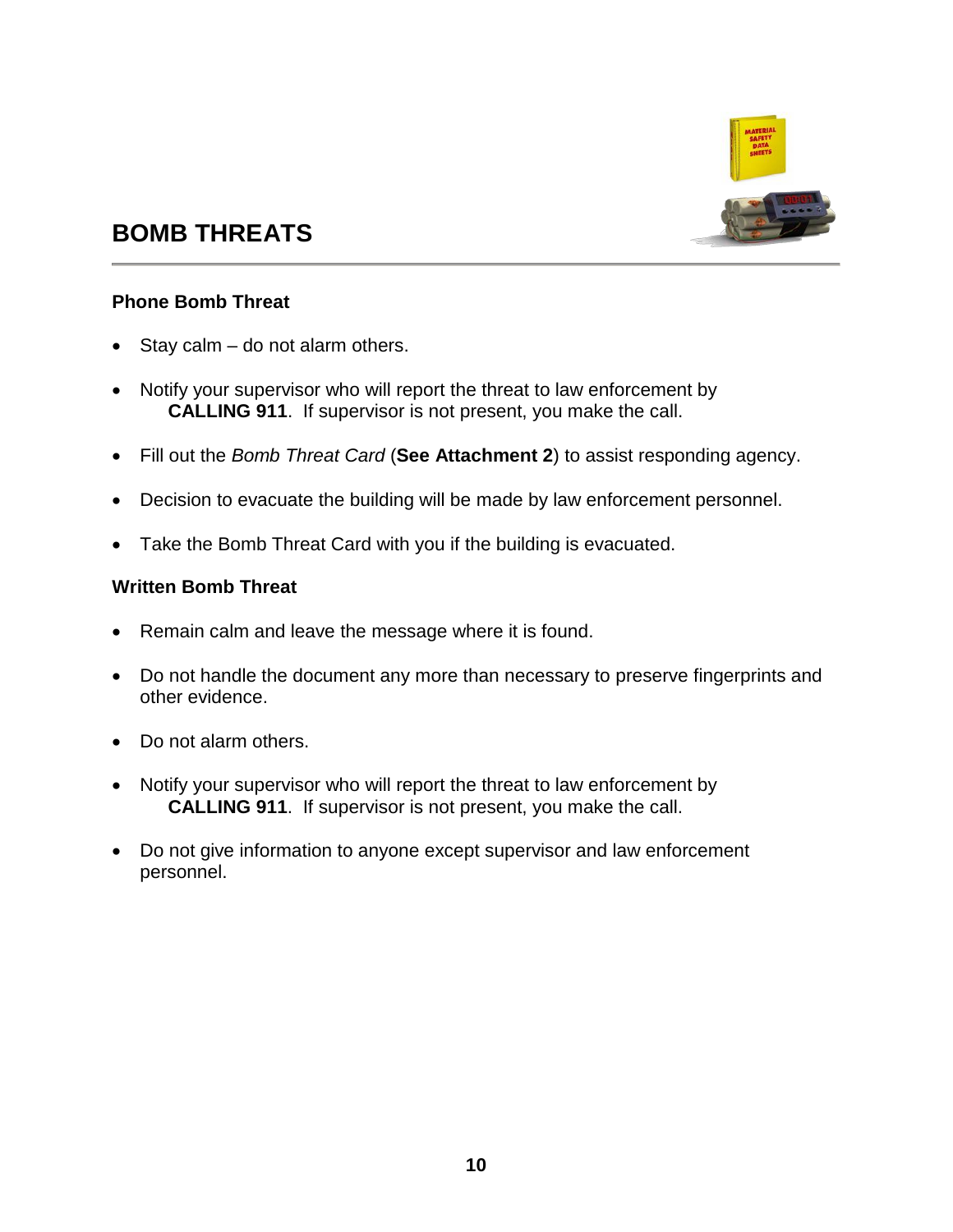# BOMB THREATS

### Phone Bomb Threat

- Stay calm – do not alarm others.
- Notify your supervisor who will report the threat to law enforcement by **CALLING 911**. If supervisor is not present, you make the call.
- Fill out the *Bomb Threat Card* (**See Attachment 2**) to assist responding agency.
- Decision to evacuate the building will be made by law enforcement personnel.
- Take the Bomb Threat Card with you if the building is evacuated.

### Written Bomb Threat

- Remain calm and leave the message where it is found.
- Do not handle the document any more than necessary to preserve fingerprints and other evidence.
- Do not alarm others.
- Notify your supervisor who will report the threat to law enforcement by **CALLING 911**. If supervisor is not present, you make the call.
- Do not give information to anyone except supervisor and law enforcement personnel.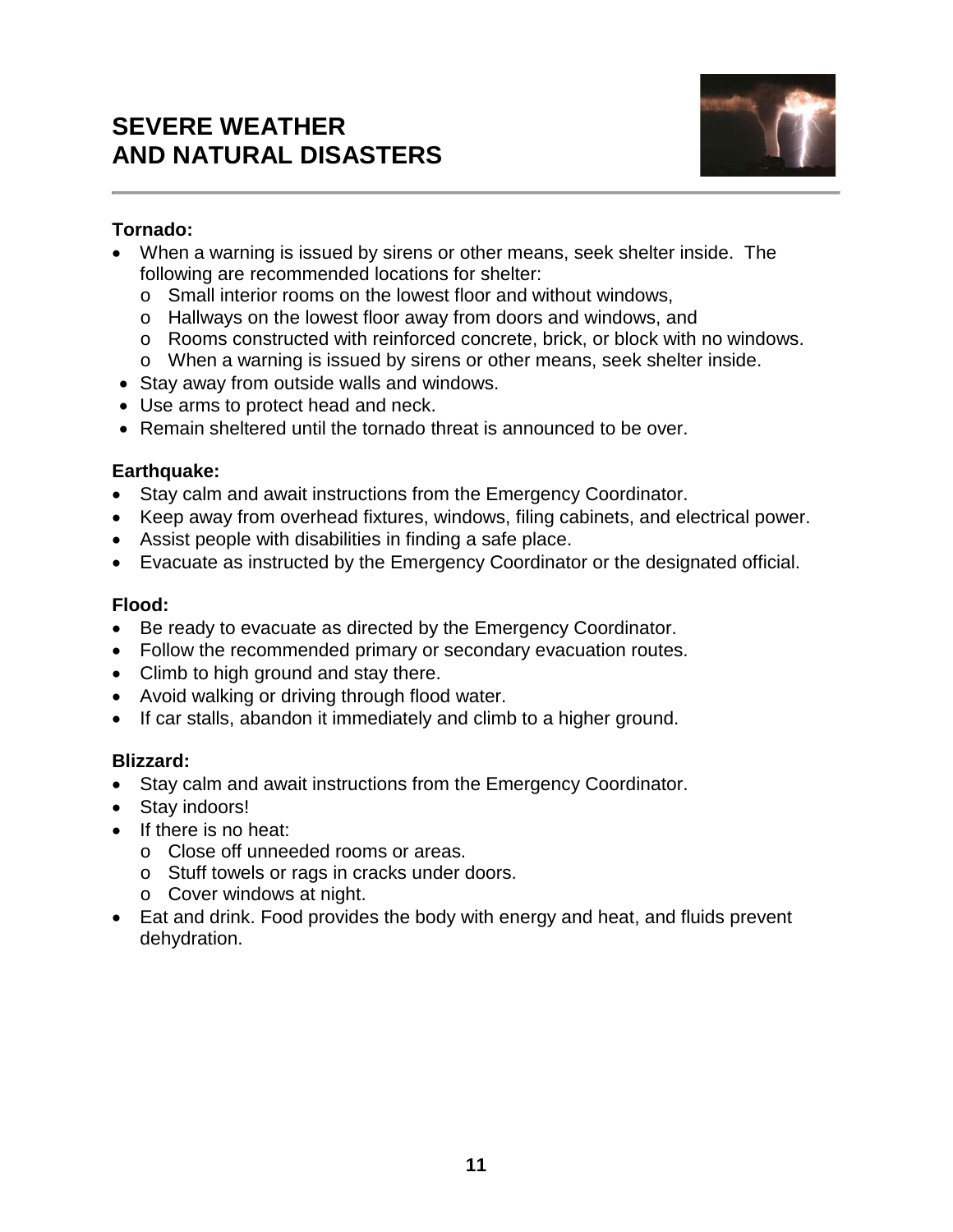# SEVERE WEATHER AND NATURAL DISASTERS

**Tornado:**

- When a warning is issued by sirens or other means, seek shelter inside. The following are recommended locations for shelter:
  - Small interior rooms on the lowest floor and without windows,
  - Hallways on the lowest floor away from doors and windows, and
  - Rooms constructed with reinforced concrete, brick, or block with no windows.
  - When a warning is issued by sirens or other means, seek shelter inside.
- Stay away from outside walls and windows.
- Use arms to protect head and neck.
- Remain sheltered until the tornado threat is announced to be over.

**Earthquake:**

- Stay calm and await instructions from the Emergency Coordinator.
- Keep away from overhead fixtures, windows, filing cabinets, and electrical power.
- Assist people with disabilities in finding a safe place.
- Evacuate as instructed by the Emergency Coordinator or the designated official.

**Flood:**

- Be ready to evacuate as directed by the Emergency Coordinator.
- Follow the recommended primary or secondary evacuation routes.
- Climb to high ground and stay there.
- Avoid walking or driving through flood water.
- If car stalls, abandon it immediately and climb to a higher ground.

**Blizzard:**

- Stay calm and await instructions from the Emergency Coordinator.
- Stay indoors!
- If there is no heat:
  - Close off unneeded rooms or areas.
  - Stuff towels or rags in cracks under doors.
  - Cover windows at night.
- Eat and drink. Food provides the body with energy and heat, and fluids prevent dehydration.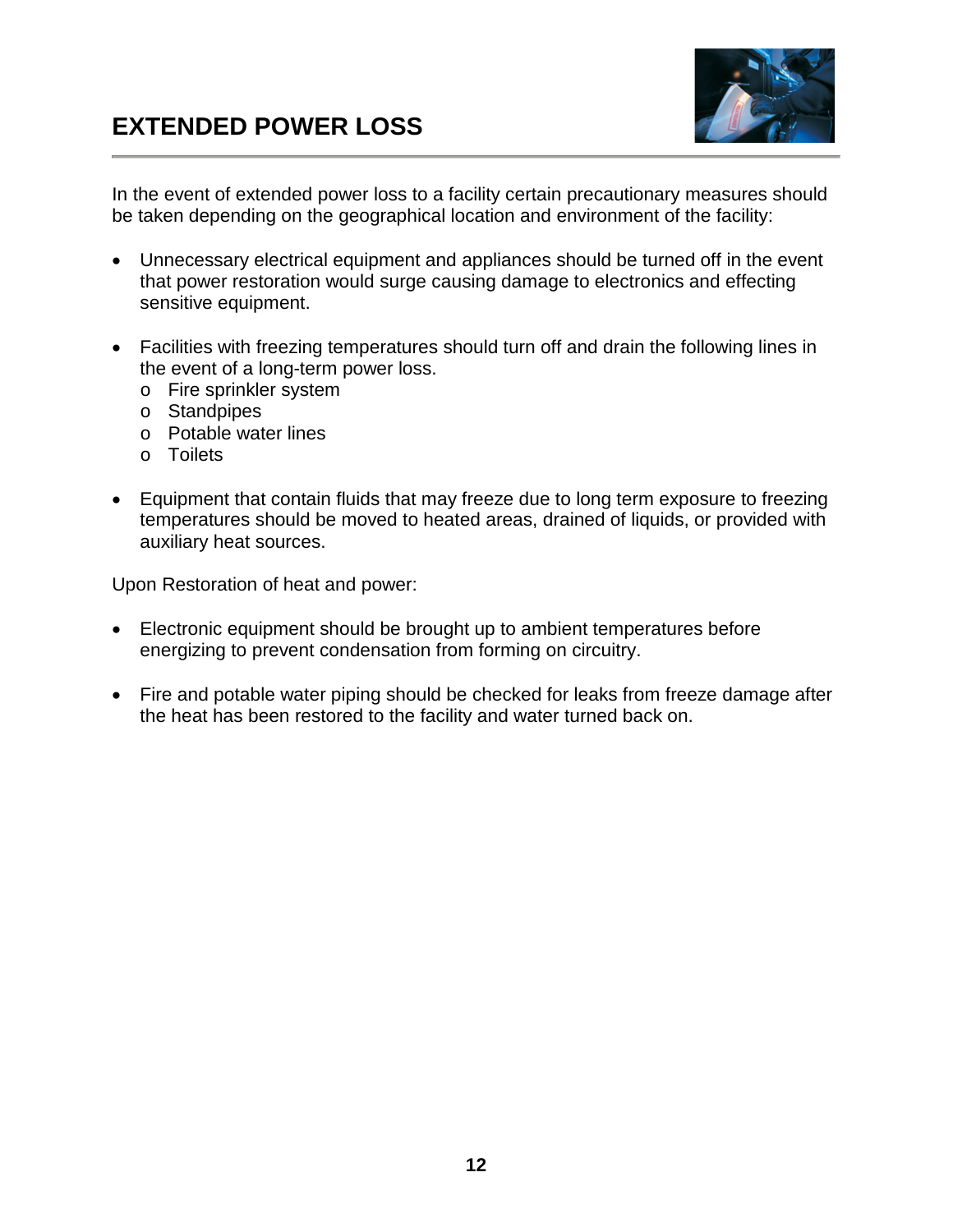# EXTENDED POWER LOSS

In the event of extended power loss to a facility certain precautionary measures should be taken depending on the geographical location and environment of the facility:

- Unnecessary electrical equipment and appliances should be turned off in the event that power restoration would surge causing damage to electronics and effecting sensitive equipment.

- Facilities with freezing temperatures should turn off and drain the following lines in the event of a long-term power loss.
  - Fire sprinkler system
  - Standpipes
  - Potable water lines
  - Toilets

- Equipment that contain fluids that may freeze due to long term exposure to freezing temperatures should be moved to heated areas, drained of liquids, or provided with auxiliary heat sources.

Upon Restoration of heat and power:

- Electronic equipment should be brought up to ambient temperatures before energizing to prevent condensation from forming on circuitry.

- Fire and potable water piping should be checked for leaks from freeze damage after the heat has been restored to the facility and water turned back on.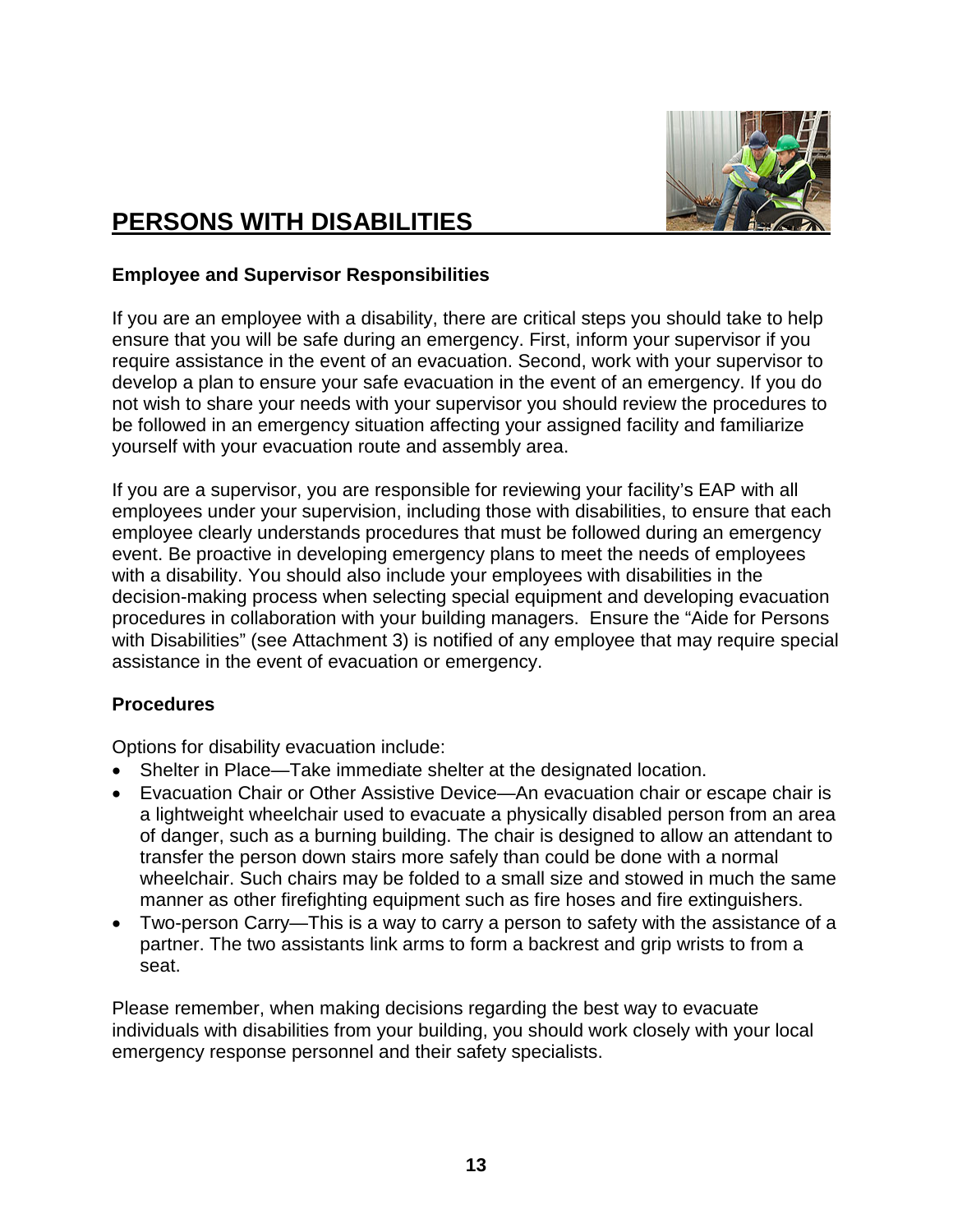# PERSONS WITH DISABILITIES

**Employee and Supervisor Responsibilities**

If you are an employee with a disability, there are critical steps you should take to help ensure that you will be safe during an emergency. First, inform your supervisor if you require assistance in the event of an evacuation. Second, work with your supervisor to develop a plan to ensure your safe evacuation in the event of an emergency. If you do not wish to share your needs with your supervisor you should review the procedures to be followed in an emergency situation affecting your assigned facility and familiarize yourself with your evacuation route and assembly area.

If you are a supervisor, you are responsible for reviewing your facility's EAP with all employees under your supervision, including those with disabilities, to ensure that each employee clearly understands procedures that must be followed during an emergency event. Be proactive in developing emergency plans to meet the needs of employees with a disability. You should also include your employees with disabilities in the decision-making process when selecting special equipment and developing evacuation procedures in collaboration with your building managers. Ensure the "Aide for Persons with Disabilities" (see Attachment 3) is notified of any employee that may require special assistance in the event of evacuation or emergency.

**Procedures**

Options for disability evacuation include:

- Shelter in Place—Take immediate shelter at the designated location.
- Evacuation Chair or Other Assistive Device—An evacuation chair or escape chair is a lightweight wheelchair used to evacuate a physically disabled person from an area of danger, such as a burning building. The chair is designed to allow an attendant to transfer the person down stairs more safely than could be done with a normal wheelchair. Such chairs may be folded to a small size and stowed in much the same manner as other firefighting equipment such as fire hoses and fire extinguishers.
- Two-person Carry—This is a way to carry a person to safety with the assistance of a partner. The two assistants link arms to form a backrest and grip wrists to from a seat.

Please remember, when making decisions regarding the best way to evacuate individuals with disabilities from your building, you should work closely with your local emergency response personnel and their safety specialists.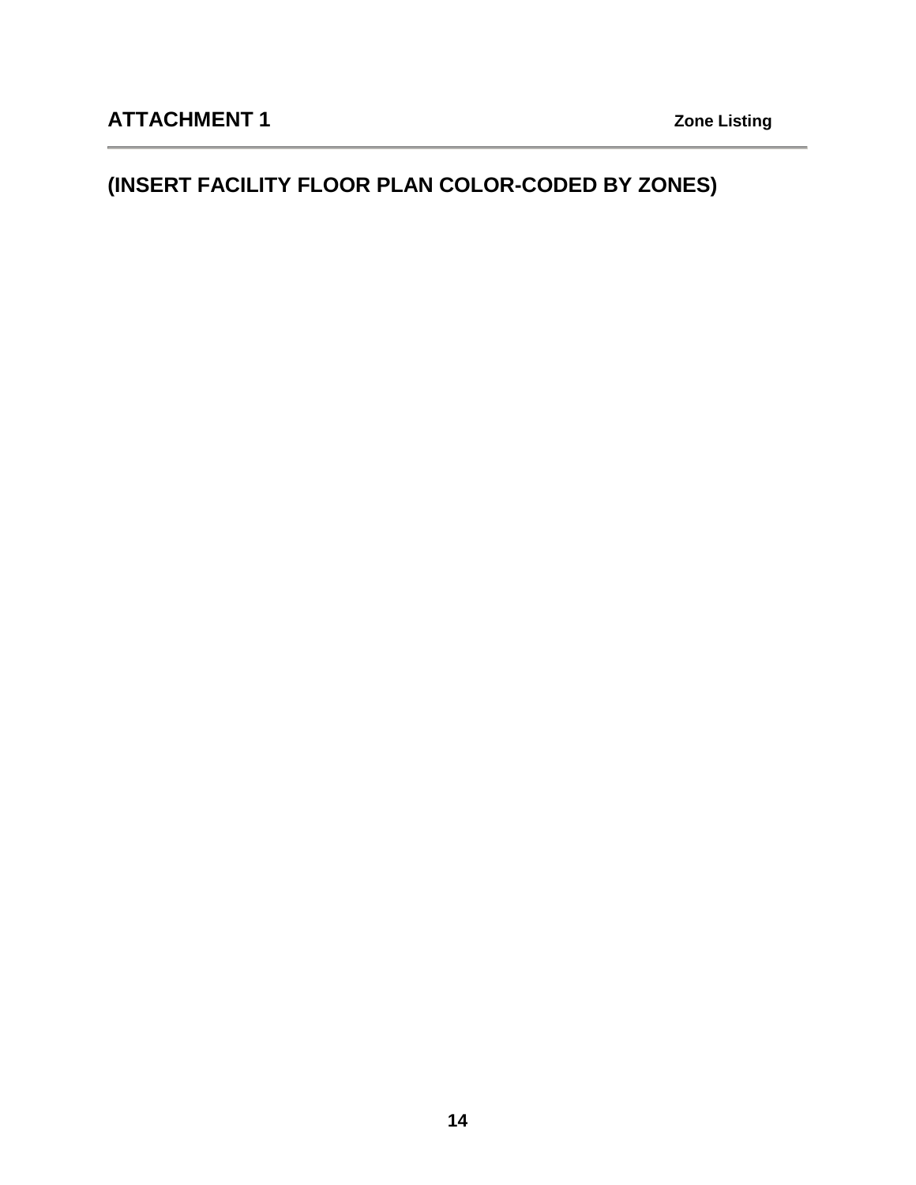## ATTACHMENT 1 — Zone Listing

## (INSERT FACILITY FLOOR PLAN COLOR-CODED BY ZONES)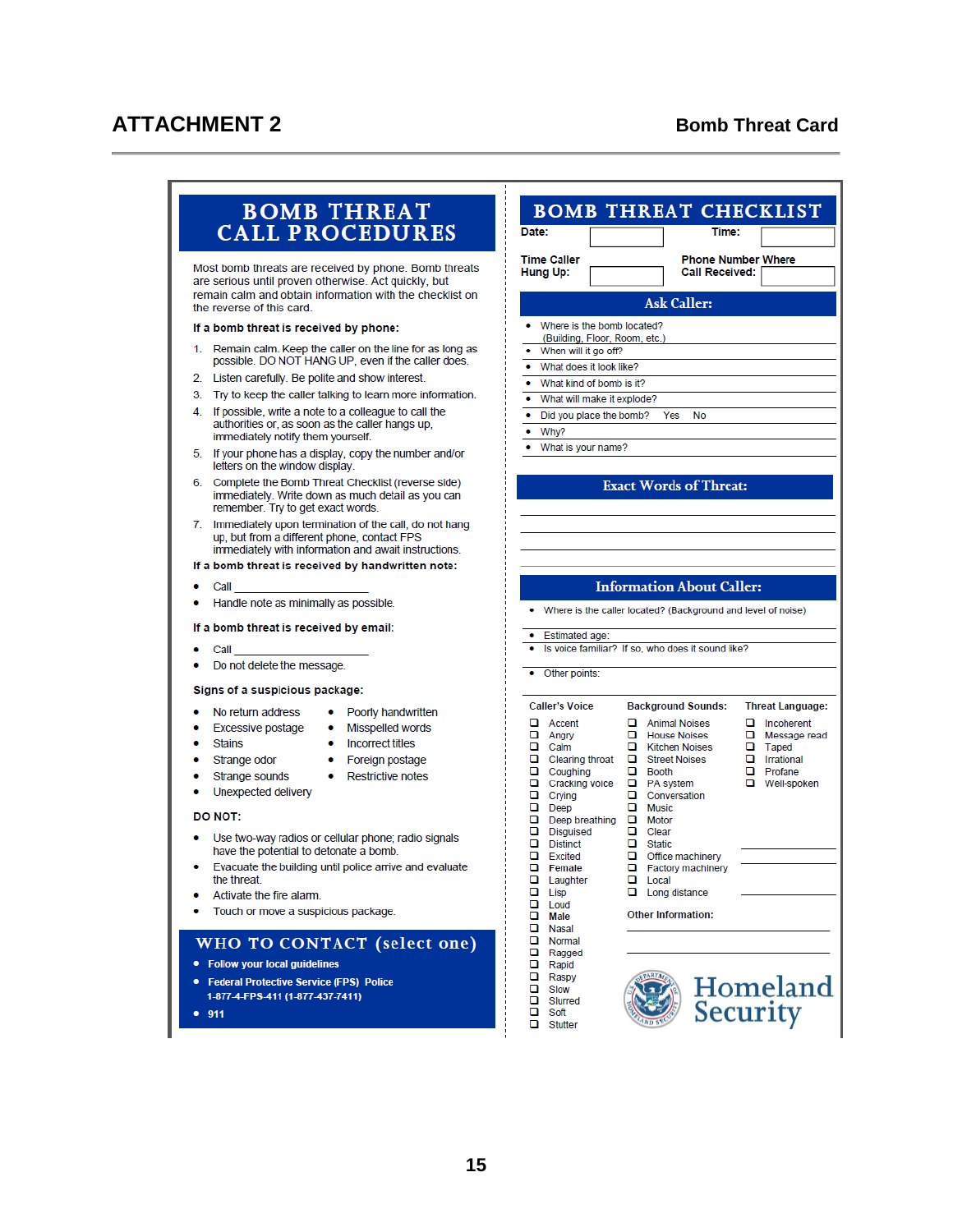# ATTACHMENT 2

**Bomb Threat Card**

## BOMB THREAT CALL PROCEDURES

Most bomb threats are received by phone. Bomb threats are serious until proven otherwise. Act quickly, but remain calm and obtain information with the checklist on the reverse of this card.

**If a bomb threat is received by phone:**

1. Remain calm. Keep the caller on the line for as long as possible. DO NOT HANG UP, even if the caller does.
2. Listen carefully. Be polite and show interest.
3. Try to keep the caller talking to learn more information.
4. If possible, write a note to a colleague to call the authorities or, as soon as the caller hangs up, immediately notify them yourself.
5. If your phone has a display, copy the number and/or letters on the window display.
6. Complete the Bomb Threat Checklist (reverse side) immediately. Write down as much detail as you can remember. Try to get exact words.
7. Immediately upon termination of the call, do not hang up, but from a different phone, contact FPS immediately with information and await instructions.

**If a bomb threat is received by handwritten note:**

- Call ______________
- Handle note as minimally as possible.

**If a bomb threat is received by email:**

- Call ______________
- Do not delete the message.

**Signs of a suspicious package:**

- No return address
- Excessive postage
- Stains
- Strange odor
- Strange sounds
- Unexpected delivery
- Poorly handwritten
- Misspelled words
- Incorrect titles
- Foreign postage
- Restrictive notes

**DO NOT:**

- Use two-way radios or cellular phone; radio signals have the potential to detonate a bomb.
- Evacuate the building until police arrive and evaluate the threat.
- Activate the fire alarm.
- Touch or move a suspicious package.

## WHO TO CONTACT (select one)

- **Follow your local guidelines**
- **Federal Protective Service (FPS) Police 1-877-4-FPS-411 (1-877-437-7411)**
- **911**

## BOMB THREAT CHECKLIST

**Date:** ______________ **Time:** ______________

**Time Caller Hung Up:** ______________ **Phone Number Where Call Received:** ______________

### Ask Caller:

- Where is the bomb located? (Building, Floor, Room, etc.)
- When will it go off?
- What does it look like?
- What kind of bomb is it?
- What will make it explode?
- Did you place the bomb? Yes No
- Why?
- What is your name?

### Exact Words of Threat:

______________________________

______________________________

______________________________

______________________________

### Information About Caller:

- Where is the caller located? (Background and level of noise)
- Estimated age:
- Is voice familiar? If so, who does it sound like?
- Other points:

**Caller's Voice**

- ❑ Accent
- ❑ Angry
- ❑ Calm
- ❑ Clearing throat
- ❑ Coughing
- ❑ Cracking voice
- ❑ Crying
- ❑ Deep
- ❑ Deep breathing
- ❑ Disguised
- ❑ Distinct
- ❑ Excited
- ❑ **Female**
- ❑ Laughter
- ❑ Lisp
- ❑ Loud
- ❑ **Male**
- ❑ Nasal
- ❑ Normal
- ❑ Ragged
- ❑ Rapid
- ❑ Raspy
- ❑ Slow
- ❑ Slurred
- ❑ Soft
- ❑ Stutter

**Background Sounds:**

- ❑ Animal Noises
- ❑ House Noises
- ❑ Kitchen Noises
- ❑ Street Noises
- ❑ Booth
- ❑ PA system
- ❑ Conversation
- ❑ Music
- ❑ Motor
- ❑ Clear
- ❑ Static
- ❑ Office machinery
- ❑ Factory machinery
- ❑ Local
- ❑ Long distance

**Threat Language:**

- ❑ Incoherent
- ❑ Message read
- ❑ Taped
- ❑ Irrational
- ❑ Profane
- ❑ Well-spoken

**Other Information:**

______________________________

______________________________

Homeland Security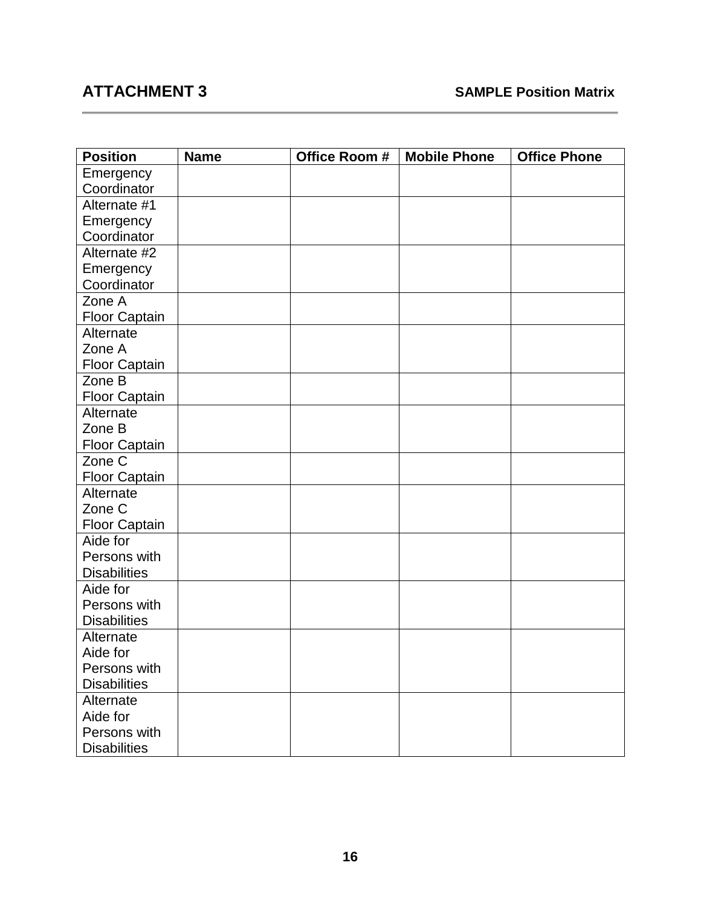## ATTACHMENT 3

**SAMPLE Position Matrix**

| Position | Name | Office Room # | Mobile Phone | Office Phone |
|---|---|---|---|---|
| Emergency Coordinator | | | | |
| Alternate #1 Emergency Coordinator | | | | |
| Alternate #2 Emergency Coordinator | | | | |
| Zone A Floor Captain | | | | |
| Alternate Zone A Floor Captain | | | | |
| Zone B Floor Captain | | | | |
| Alternate Zone B Floor Captain | | | | |
| Zone C Floor Captain | | | | |
| Alternate Zone C Floor Captain | | | | |
| Aide for Persons with Disabilities | | | | |
| Aide for Persons with Disabilities | | | | |
| Alternate Aide for Persons with Disabilities | | | | |
| Alternate Aide for Persons with Disabilities | | | | |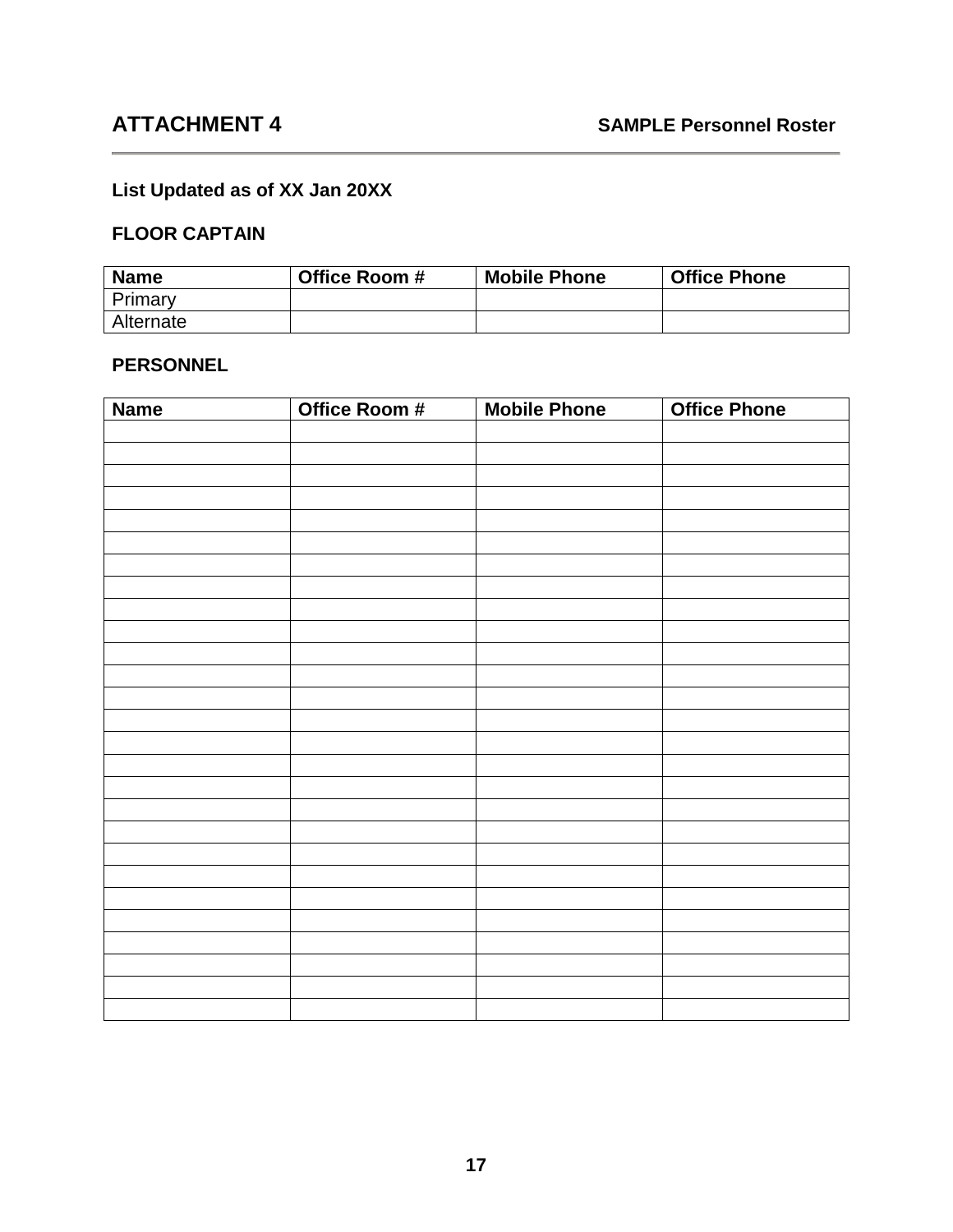# ATTACHMENT 4

**SAMPLE Personnel Roster**

**List Updated as of XX Jan 20XX**

**FLOOR CAPTAIN**

| Name | Office Room # | Mobile Phone | Office Phone |
|---|---|---|---|
| Primary | | | |
| Alternate | | | |

**PERSONNEL**

| Name | Office Room # | Mobile Phone | Office Phone |
|---|---|---|---|
| | | | |
| | | | |
| | | | |
| | | | |
| | | | |
| | | | |
| | | | |
| | | | |
| | | | |
| | | | |
| | | | |
| | | | |
| | | | |
| | | | |
| | | | |
| | | | |
| | | | |
| | | | |
| | | | |
| | | | |
| | | | |
| | | | |
| | | | |
| | | | |
| | | | |
| | | | |
| | | | |